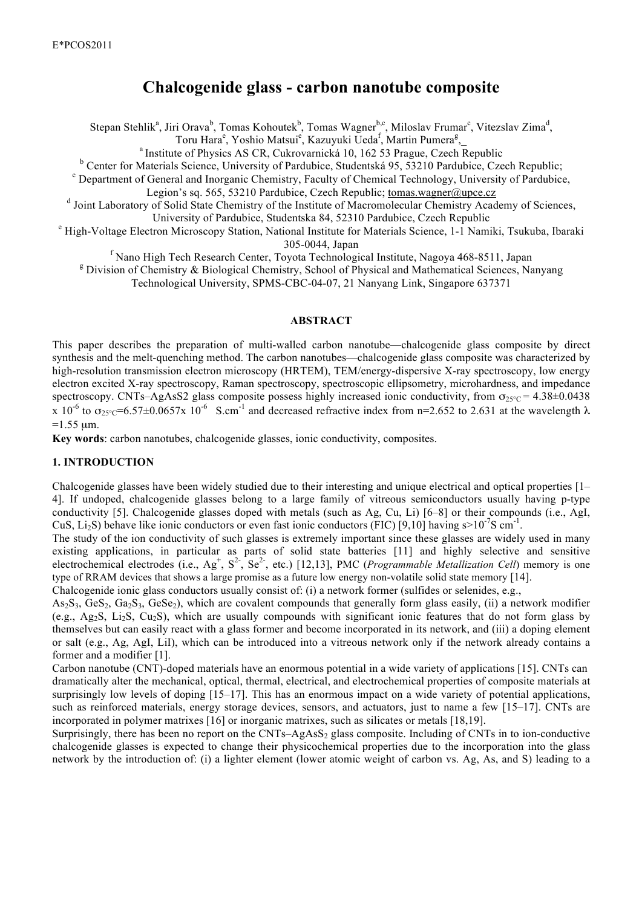# Chalcogenide glass - carbon nanotube composite

Stepan Stehlik[a], Jiri Orava[b], Tomas Kohoutek[b], Tomas Wagner[b,c], Miloslav Frumar[c], Vitezslav Zima[d], Toru Hara[e], Yoshio Matsui[e], Kazuyuki Ueda[f], Martin Pumera[g],_

[a] Institute of Physics AS CR, Cukrovarnická 10, 162 53 Prague, Czech Republic

[b] Center for Materials Science, University of Pardubice, Studentská 95, 53210 Pardubice, Czech Republic;

[c] Department of General and Inorganic Chemistry, Faculty of Chemical Technology, University of Pardubice, Legion's sq. 565, 53210 Pardubice, Czech Republic; tomas.wagner@upce.cz

[d] Joint Laboratory of Solid State Chemistry of the Institute of Macromolecular Chemistry Academy of Sciences, University of Pardubice, Studentska 84, 52310 Pardubice, Czech Republic

[e] High-Voltage Electron Microscopy Station, National Institute for Materials Science, 1-1 Namiki, Tsukuba, Ibaraki 305-0044, Japan

[f] Nano High Tech Research Center, Toyota Technological Institute, Nagoya 468-8511, Japan

[g] Division of Chemistry & Biological Chemistry, School of Physical and Mathematical Sciences, Nanyang Technological University, SPMS-CBC-04-07, 21 Nanyang Link, Singapore 637371

## ABSTRACT

This paper describes the preparation of multi-walled carbon nanotube—chalcogenide glass composite by direct synthesis and the melt-quenching method. The carbon nanotubes—chalcogenide glass composite was characterized by high-resolution transmission electron microscopy (HRTEM), TEM/energy-dispersive X-ray spectroscopy, low energy electron excited X-ray spectroscopy, Raman spectroscopy, spectroscopic ellipsometry, microhardness, and impedance spectroscopy. CNTs–AgAsS2 glass composite possess highly increased ionic conductivity, from $\sigma_{25°C} = 4.38\pm0.0438 \times 10^{-6}$ to $\sigma_{25°C}=6.57\pm0.0657 \times 10^{-6}$ S.cm$^{-1}$ and decreased refractive index from n=2.652 to 2.631 at the wavelength $\lambda$ =1.55 μm.

**Key words**: carbon nanotubes, chalcogenide glasses, ionic conductivity, composites.

## 1. INTRODUCTION

Chalcogenide glasses have been widely studied due to their interesting and unique electrical and optical properties [1–4]. If undoped, chalcogenide glasses belong to a large family of vitreous semiconductors usually having p-type conductivity [5]. Chalcogenide glasses doped with metals (such as Ag, Cu, Li) [6–8] or their compounds (i.e., AgI, CuS, $Li_2S$) behave like ionic conductors or even fast ionic conductors (FIC) [9,10] having s>$10^{-7}$S cm$^{-1}$.

The study of the ion conductivity of such glasses is extremely important since these glasses are widely used in many existing applications, in particular as parts of solid state batteries [11] and highly selective and sensitive electrochemical electrodes (i.e., $Ag^+$, $S^{2-}$, $Se^{2-}$, etc.) [12,13], PMC (*Programmable Metallization Cell*) memory is one type of RRAM devices that shows a large promise as a future low energy non-volatile solid state memory [14].

Chalcogenide ionic glass conductors usually consist of: (i) a network former (sulfides or selenides, e.g., $As_2S_3$, $GeS_2$, $Ga_2S_3$, $GeSe_2$), which are covalent compounds that generally form glass easily, (ii) a network modifier (e.g., $Ag_2S$, $Li_2S$, $Cu_2S$), which are usually compounds with significant ionic features that do not form glass by themselves but can easily react with a glass former and become incorporated in its network, and (iii) a doping element or salt (e.g., Ag, AgI, LiI), which can be introduced into a vitreous network only if the network already contains a former and a modifier [1].

Carbon nanotube (CNT)-doped materials have an enormous potential in a wide variety of applications [15]. CNTs can dramatically alter the mechanical, optical, thermal, electrical, and electrochemical properties of composite materials at surprisingly low levels of doping [15–17]. This has an enormous impact on a wide variety of potential applications, such as reinforced materials, energy storage devices, sensors, and actuators, just to name a few [15–17]. CNTs are incorporated in polymer matrixes [16] or inorganic matrixes, such as silicates or metals [18,19].

Surprisingly, there has been no report on the CNTs–$AgAsS_2$ glass composite. Including of CNTs in to ion-conductive chalcogenide glasses is expected to change their physicochemical properties due to the incorporation into the glass network by the introduction of: (i) a lighter element (lower atomic weight of carbon vs. Ag, As, and S) leading to a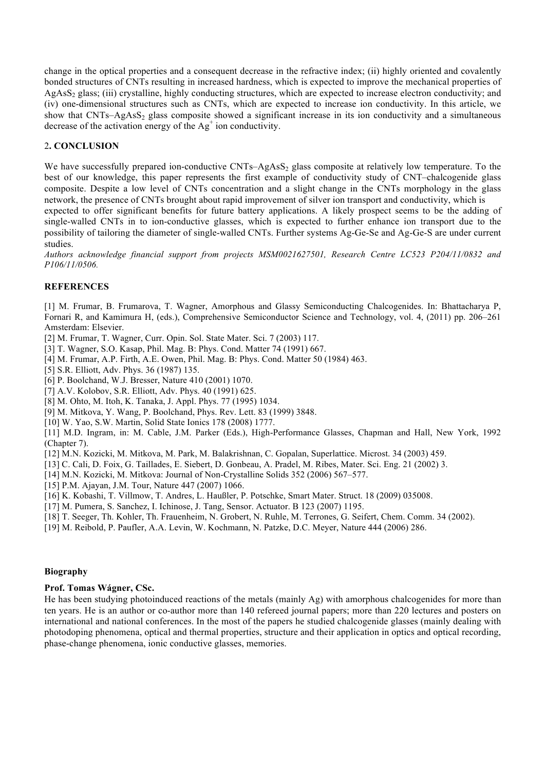change in the optical properties and a consequent decrease in the refractive index; (ii) highly oriented and covalently bonded structures of CNTs resulting in increased hardness, which is expected to improve the mechanical properties of $AgAsS_2$ glass; (iii) crystalline, highly conducting structures, which are expected to increase electron conductivity; and (iv) one-dimensional structures such as CNTs, which are expected to increase ion conductivity. In this article, we show that CNTs–$AgAsS_2$ glass composite showed a significant increase in its ion conductivity and a simultaneous decrease of the activation energy of the $Ag^+$ ion conductivity.

## 2. CONCLUSION

We have successfully prepared ion-conductive CNTs–$AgAsS_2$ glass composite at relatively low temperature. To the best of our knowledge, this paper represents the first example of conductivity study of CNT–chalcogenide glass composite. Despite a low level of CNTs concentration and a slight change in the CNTs morphology in the glass network, the presence of CNTs brought about rapid improvement of silver ion transport and conductivity, which is expected to offer significant benefits for future battery applications. A likely prospect seems to be the adding of single-walled CNTs in to ion-conductive glasses, which is expected to further enhance ion transport due to the possibility of tailoring the diameter of single-walled CNTs. Further systems Ag-Ge-Se and Ag-Ge-S are under current studies.

*Authors acknowledge financial support from projects MSM0021627501, Research Centre LC523 P204/11/0832 and P106/11/0506.*

## REFERENCES

[1] M. Frumar, B. Frumarova, T. Wagner, Amorphous and Glassy Semiconducting Chalcogenides. In: Bhattacharya P, Fornari R, and Kamimura H, (eds.), Comprehensive Semiconductor Science and Technology, vol. 4, (2011) pp. 206–261 Amsterdam: Elsevier.

[2] M. Frumar, T. Wagner, Curr. Opin. Sol. State Mater. Sci. 7 (2003) 117.

[3] T. Wagner, S.O. Kasap, Phil. Mag. B: Phys. Cond. Matter 74 (1991) 667.

[4] M. Frumar, A.P. Firth, A.E. Owen, Phil. Mag. B: Phys. Cond. Matter 50 (1984) 463.

[5] S.R. Elliott, Adv. Phys. 36 (1987) 135.

[6] P. Boolchand, W.J. Bresser, Nature 410 (2001) 1070.

[7] A.V. Kolobov, S.R. Elliott, Adv. Phys. 40 (1991) 625.

[8] M. Ohto, M. Itoh, K. Tanaka, J. Appl. Phys. 77 (1995) 1034.

[9] M. Mitkova, Y. Wang, P. Boolchand, Phys. Rev. Lett. 83 (1999) 3848.

[10] W. Yao, S.W. Martin, Solid State Ionics 178 (2008) 1777.

[11] M.D. Ingram, in: M. Cable, J.M. Parker (Eds.), High-Performance Glasses, Chapman and Hall, New York, 1992 (Chapter 7).

[12] M.N. Kozicki, M. Mitkova, M. Park, M. Balakrishnan, C. Gopalan, Superlattice. Microst. 34 (2003) 459.

[13] C. Cali, D. Foix, G. Taillades, E. Siebert, D. Gonbeau, A. Pradel, M. Ribes, Mater. Sci. Eng. 21 (2002) 3.

[14] M.N. Kozicki, M. Mitkova: Journal of Non-Crystalline Solids 352 (2006) 567–577.

[15] P.M. Ajayan, J.M. Tour, Nature 447 (2007) 1066.

[16] K. Kobashi, T. Villmow, T. Andres, L. Haußler, P. Potschke, Smart Mater. Struct. 18 (2009) 035008.

[17] M. Pumera, S. Sanchez, I. Ichinose, J. Tang, Sensor. Actuator. B 123 (2007) 1195.

[18] T. Seeger, Th. Kohler, Th. Frauenheim, N. Grobert, N. Ruhle, M. Terrones, G. Seifert, Chem. Comm. 34 (2002).

[19] M. Reibold, P. Paufler, A.A. Levin, W. Kochmann, N. Patzke, D.C. Meyer, Nature 444 (2006) 286.

### Biography

**Prof. Tomas Wágner, CSc.**

He has been studying photoinduced reactions of the metals (mainly Ag) with amorphous chalcogenides for more than ten years. He is an author or co-author more than 140 refereed journal papers; more than 220 lectures and posters on international and national conferences. In the most of the papers he studied chalcogenide glasses (mainly dealing with photodoping phenomena, optical and thermal properties, structure and their application in optics and optical recording, phase-change phenomena, ionic conductive glasses, memories.